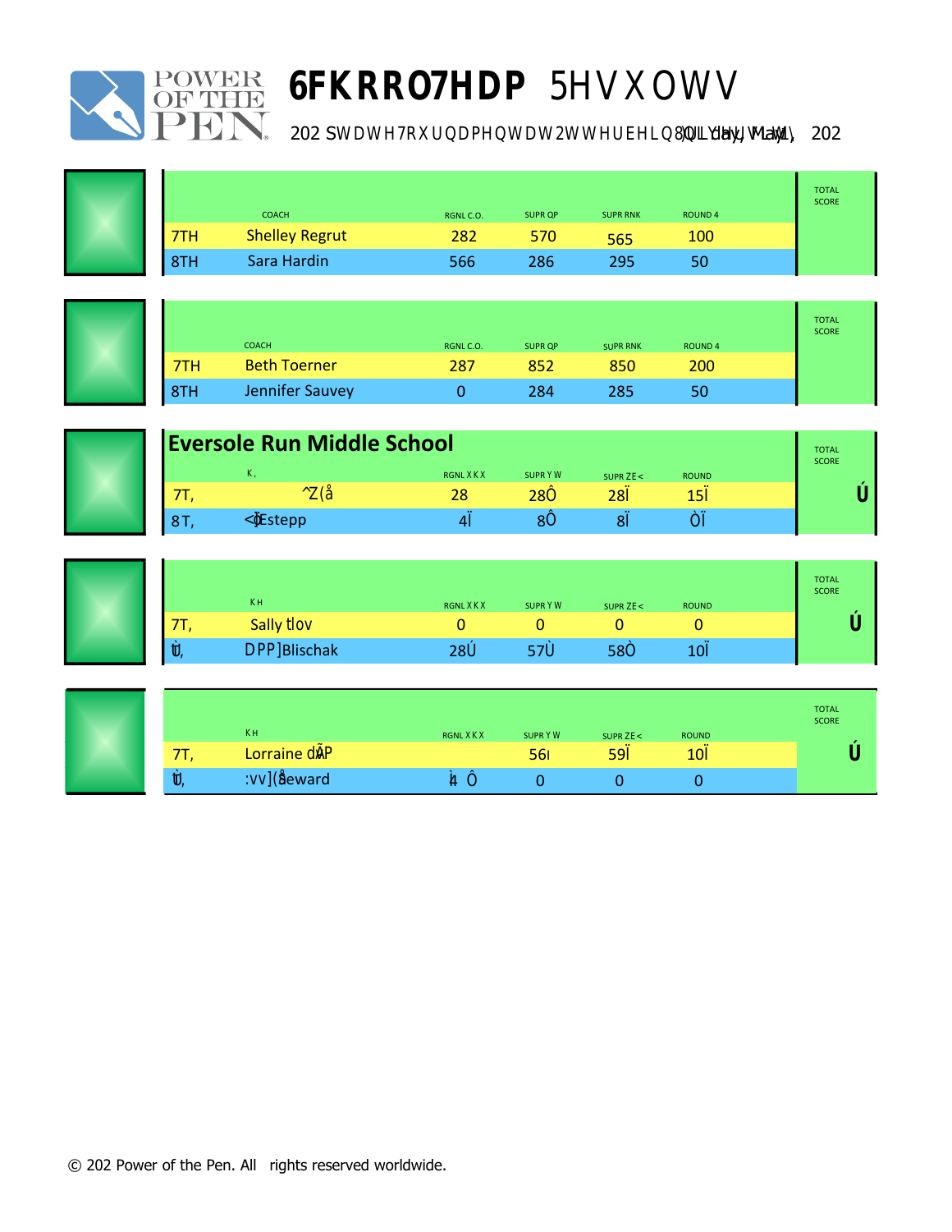# 6FKRRO7HDP 5HVXOWV

202 SWDWH7RXUQDPHQWDW2WWHUEHLQ8QLYHUVLW\ Friday, May 1, 202

| | COACH | RGNL C.O. | SUPR QP | SUPR RNK | ROUND 4 | TOTAL SCORE |
|---|---|---|---|---|---|---|
| 7TH | Shelley Regrut | 282 | 570 | 565 | 100 | |
| 8TH | Sara Hardin | 566 | 286 | 295 | 50 | |

| | COACH | RGNL C.O. | SUPR QP | SUPR RNK | ROUND 4 | TOTAL SCORE |
|---|---|---|---|---|---|---|
| 7TH | Beth Toerner | 287 | 852 | 850 | 200 | |
| 8TH | Jennifer Sauvey | 0 | 284 | 285 | 50 | |

## Eversole Run Middle School

| | K, | RGNL XKX | SUPR YW | SUPR ZE< | ROUND | TOTAL SCORE |
|---|---|---|---|---|---|---|
| 7T, | ^Z(å | 28 | 28Ô | 28Ï | 15Ï | Ú |
| 8T, | <ÐEstepp | 4Ï | 8Ô | 8Ï | ÒÏ | |

| | KH | RGNL XKX | SUPR YW | SUPR ZE< | ROUND | TOTAL SCORE |
|---|---|---|---|---|---|---|
| 7T, | Sally ƚlov | 0 | 0 | 0 | 0 | Ú |
| ƚÙ, | DPP]Blischak | 28Ú | 57Ù | 58Ò | 10Ï | |

| | KH | RGNL XKX | SUPR YW | SUPR ZE< | ROUND | TOTAL SCORE |
|---|---|---|---|---|---|---|
| 7T, | Lorraine dÃP | | 56ı | 59Ï | 10Ï | Ú |
| ƚÙ, | :vv](åeward | ł4 Ô | 0 | 0 | 0 | |

© 202 Power of the Pen. All rights reserved worldwide.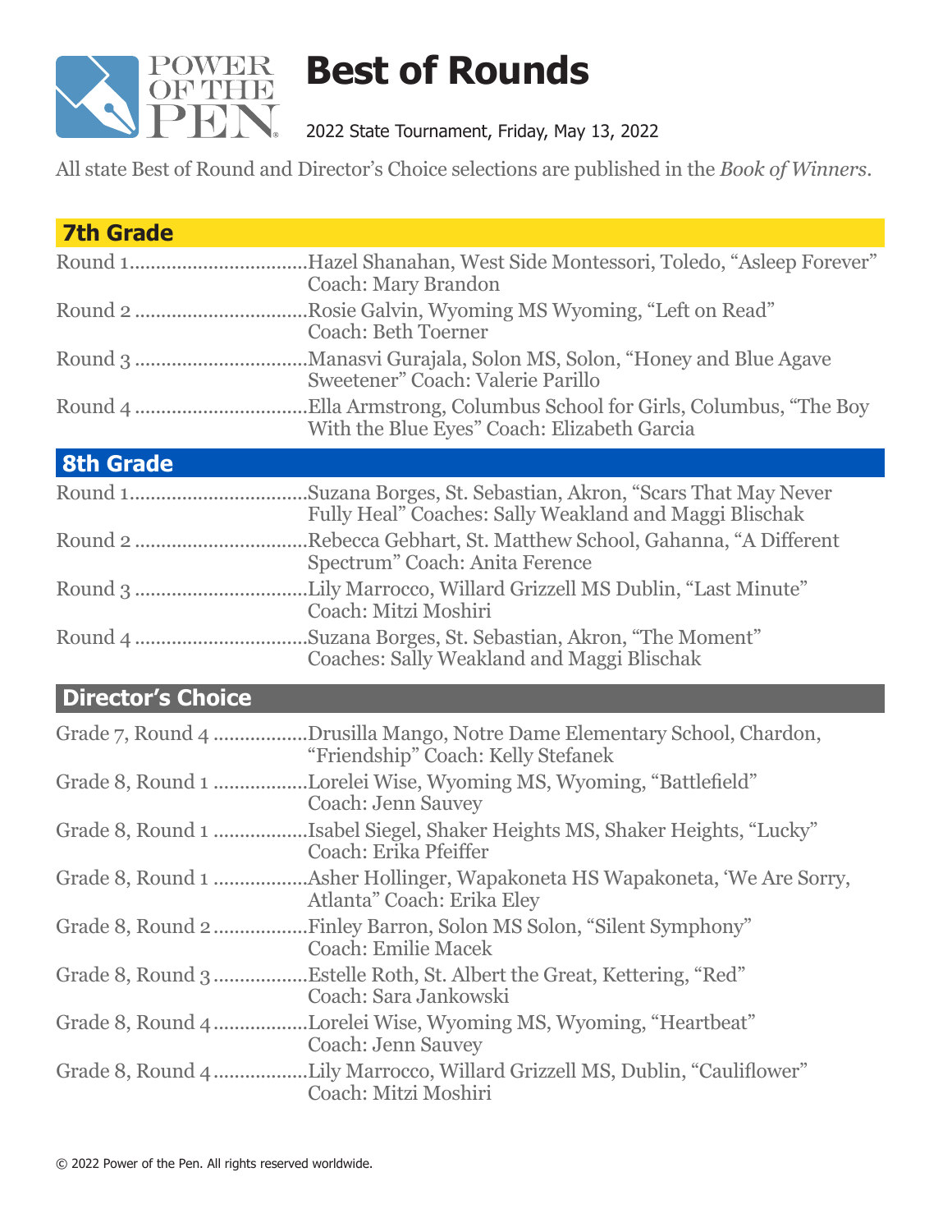# Best of Rounds

2022 State Tournament, Friday, May 13, 2022

All state Best of Round and Director's Choice selections are published in the *Book of Winners*.

## 7th Grade

Round 1.................................Hazel Shanahan, West Side Montessori, Toledo, "Asleep Forever" Coach: Mary Brandon

Round 2 ................................Rosie Galvin, Wyoming MS Wyoming, "Left on Read" Coach: Beth Toerner

Round 3 ................................Manasvi Gurajala, Solon MS, Solon, "Honey and Blue Agave Sweetener" Coach: Valerie Parillo

Round 4 ................................Ella Armstrong, Columbus School for Girls, Columbus, "The Boy With the Blue Eyes" Coach: Elizabeth Garcia

## 8th Grade

Round 1.................................Suzana Borges, St. Sebastian, Akron, "Scars That May Never Fully Heal" Coaches: Sally Weakland and Maggi Blischak

Round 2 ................................Rebecca Gebhart, St. Matthew School, Gahanna, "A Different Spectrum" Coach: Anita Ference

Round 3 ................................Lily Marrocco, Willard Grizzell MS Dublin, "Last Minute" Coach: Mitzi Moshiri

Round 4 ................................Suzana Borges, St. Sebastian, Akron, "The Moment" Coaches: Sally Weakland and Maggi Blischak

## Director's Choice

Grade 7, Round 4 .................Drusilla Mango, Notre Dame Elementary School, Chardon, "Friendship" Coach: Kelly Stefanek

Grade 8, Round 1 .................Lorelei Wise, Wyoming MS, Wyoming, "Battlefield" Coach: Jenn Sauvey

Grade 8, Round 1 .................Isabel Siegel, Shaker Heights MS, Shaker Heights, "Lucky" Coach: Erika Pfeiffer

Grade 8, Round 1 .................Asher Hollinger, Wapakoneta HS Wapakoneta, 'We Are Sorry, Atlanta" Coach: Erika Eley

Grade 8, Round 2 .................Finley Barron, Solon MS Solon, "Silent Symphony" Coach: Emilie Macek

Grade 8, Round 3 .................Estelle Roth, St. Albert the Great, Kettering, "Red" Coach: Sara Jankowski

Grade 8, Round 4 .................Lorelei Wise, Wyoming MS, Wyoming, "Heartbeat" Coach: Jenn Sauvey

Grade 8, Round 4 .................Lily Marrocco, Willard Grizzell MS, Dublin, "Cauliflower" Coach: Mitzi Moshiri

© 2022 Power of the Pen. All rights reserved worldwide.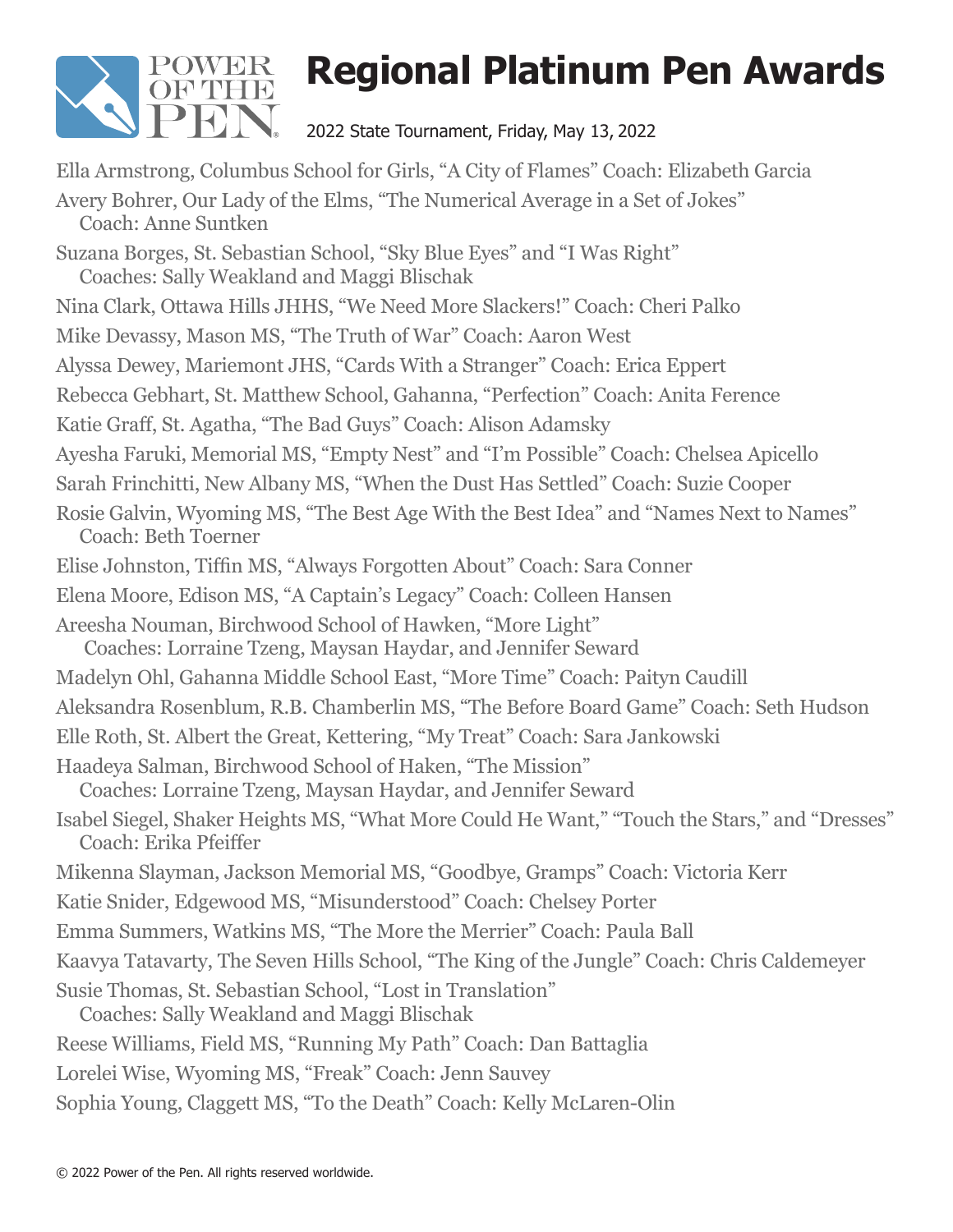# Regional Platinum Pen Awards

2022 State Tournament, Friday, May 13, 2022

Ella Armstrong, Columbus School for Girls, “A City of Flames” Coach: Elizabeth Garcia

Avery Bohrer, Our Lady of the Elms, “The Numerical Average in a Set of Jokes” Coach: Anne Suntken

Suzana Borges, St. Sebastian School, “Sky Blue Eyes” and “I Was Right” Coaches: Sally Weakland and Maggi Blischak

Nina Clark, Ottawa Hills JHHS, “We Need More Slackers!” Coach: Cheri Palko

Mike Devassy, Mason MS, “The Truth of War” Coach: Aaron West

Alyssa Dewey, Mariemont JHS, “Cards With a Stranger” Coach: Erica Eppert

Rebecca Gebhart, St. Matthew School, Gahanna, “Perfection” Coach: Anita Ference

Katie Graff, St. Agatha, “The Bad Guys” Coach: Alison Adamsky

Ayesha Faruki, Memorial MS, “Empty Nest” and “I’m Possible” Coach: Chelsea Apicello

Sarah Frinchitti, New Albany MS, “When the Dust Has Settled” Coach: Suzie Cooper

Rosie Galvin, Wyoming MS, “The Best Age With the Best Idea” and “Names Next to Names” Coach: Beth Toerner

Elise Johnston, Tiffin MS, “Always Forgotten About” Coach: Sara Conner

Elena Moore, Edison MS, “A Captain’s Legacy” Coach: Colleen Hansen

Areesha Nouman, Birchwood School of Hawken, “More Light” Coaches: Lorraine Tzeng, Maysan Haydar, and Jennifer Seward

Madelyn Ohl, Gahanna Middle School East, “More Time” Coach: Paityn Caudill

Aleksandra Rosenblum, R.B. Chamberlin MS, “The Before Board Game” Coach: Seth Hudson

Elle Roth, St. Albert the Great, Kettering, “My Treat” Coach: Sara Jankowski

Haadeya Salman, Birchwood School of Haken, “The Mission” Coaches: Lorraine Tzeng, Maysan Haydar, and Jennifer Seward

Isabel Siegel, Shaker Heights MS, “What More Could He Want,” “Touch the Stars,” and “Dresses” Coach: Erika Pfeiffer

Mikenna Slayman, Jackson Memorial MS, “Goodbye, Gramps” Coach: Victoria Kerr

Katie Snider, Edgewood MS, “Misunderstood” Coach: Chelsey Porter

Emma Summers, Watkins MS, “The More the Merrier” Coach: Paula Ball

Kaavya Tatavarty, The Seven Hills School, “The King of the Jungle” Coach: Chris Caldemeyer

Susie Thomas, St. Sebastian School, “Lost in Translation” Coaches: Sally Weakland and Maggi Blischak

Reese Williams, Field MS, “Running My Path” Coach: Dan Battaglia

Lorelei Wise, Wyoming MS, “Freak” Coach: Jenn Sauvey

Sophia Young, Claggett MS, “To the Death” Coach: Kelly McLaren-Olin

© 2022 Power of the Pen. All rights reserved worldwide.